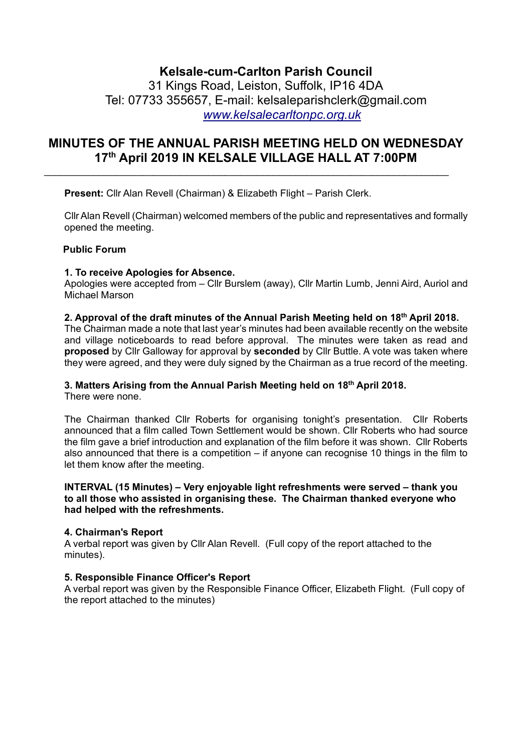# Kelsale-cum-Carlton Parish Council

31 Kings Road, Leiston, Suffolk, IP16 4DA
Tel: 07733 355657, E-mail: kelsaleparishclerk@gmail.com
*www.kelsalecarltonpc.org.uk*

## MINUTES OF THE ANNUAL PARISH MEETING HELD ON WEDNESDAY 17th April 2019 IN KELSALE VILLAGE HALL AT 7:00PM

---

**Present:** Cllr Alan Revell (Chairman) & Elizabeth Flight – Parish Clerk.

Cllr Alan Revell (Chairman) welcomed members of the public and representatives and formally opened the meeting.

**Public Forum**

**1. To receive Apologies for Absence.**
Apologies were accepted from – Cllr Burslem (away), Cllr Martin Lumb, Jenni Aird, Auriol and Michael Marson

**2. Approval of the draft minutes of the Annual Parish Meeting held on 18th April 2018.**
The Chairman made a note that last year's minutes had been available recently on the website and village noticeboards to read before approval. The minutes were taken as read and **proposed** by Cllr Galloway for approval by **seconded** by Cllr Buttle. A vote was taken where they were agreed, and they were duly signed by the Chairman as a true record of the meeting.

**3. Matters Arising from the Annual Parish Meeting held on 18th April 2018.**
There were none.

The Chairman thanked Cllr Roberts for organising tonight's presentation. Cllr Roberts announced that a film called Town Settlement would be shown. Cllr Roberts who had source the film gave a brief introduction and explanation of the film before it was shown. Cllr Roberts also announced that there is a competition – if anyone can recognise 10 things in the film to let them know after the meeting.

**INTERVAL (15 Minutes) – Very enjoyable light refreshments were served – thank you to all those who assisted in organising these. The Chairman thanked everyone who had helped with the refreshments.**

**4. Chairman's Report**
A verbal report was given by Cllr Alan Revell. (Full copy of the report attached to the minutes).

**5. Responsible Finance Officer's Report**
A verbal report was given by the Responsible Finance Officer, Elizabeth Flight. (Full copy of the report attached to the minutes)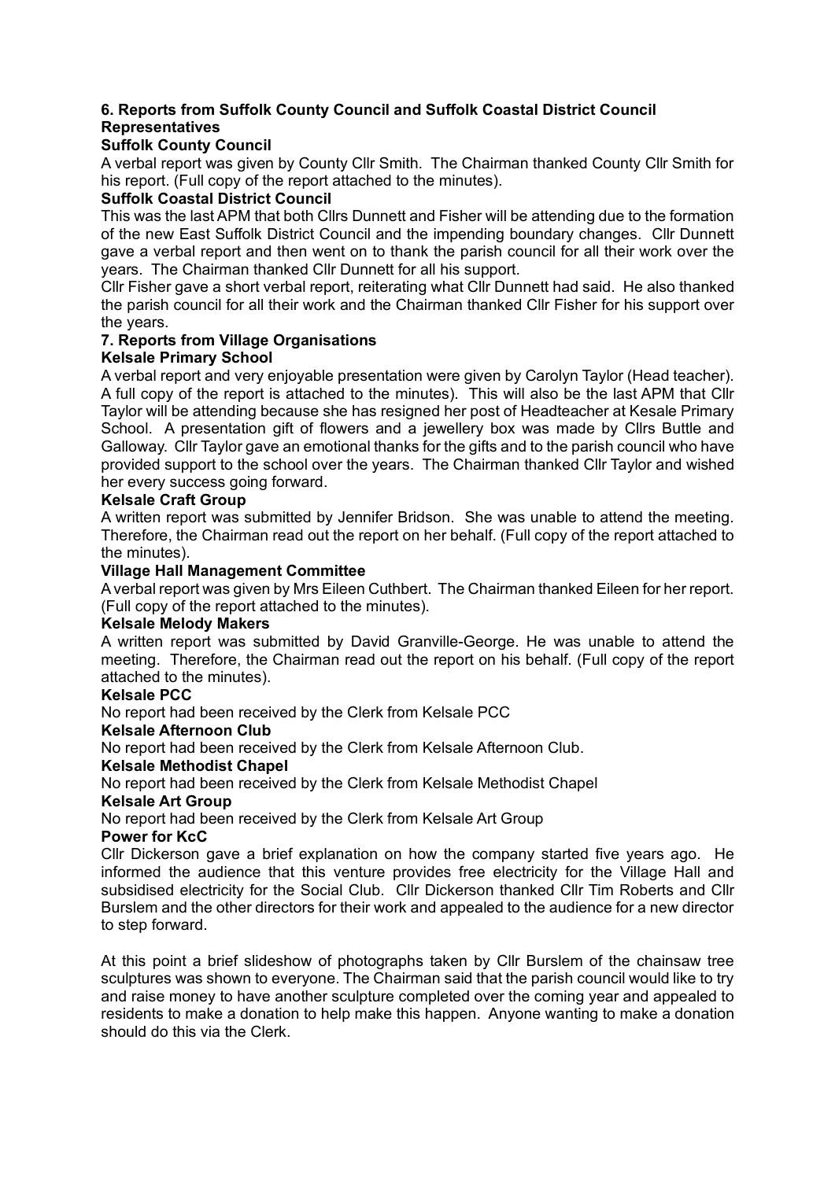### 6. Reports from Suffolk County Council and Suffolk Coastal District Council Representatives

**Suffolk County Council**

A verbal report was given by County Cllr Smith. The Chairman thanked County Cllr Smith for his report. (Full copy of the report attached to the minutes).

**Suffolk Coastal District Council**

This was the last APM that both Cllrs Dunnett and Fisher will be attending due to the formation of the new East Suffolk District Council and the impending boundary changes. Cllr Dunnett gave a verbal report and then went on to thank the parish council for all their work over the years. The Chairman thanked Cllr Dunnett for all his support.

Cllr Fisher gave a short verbal report, reiterating what Cllr Dunnett had said. He also thanked the parish council for all their work and the Chairman thanked Cllr Fisher for his support over the years.

### 7. Reports from Village Organisations

**Kelsale Primary School**

A verbal report and very enjoyable presentation were given by Carolyn Taylor (Head teacher). A full copy of the report is attached to the minutes). This will also be the last APM that Cllr Taylor will be attending because she has resigned her post of Headteacher at Kesale Primary School. A presentation gift of flowers and a jewellery box was made by Cllrs Buttle and Galloway. Cllr Taylor gave an emotional thanks for the gifts and to the parish council who have provided support to the school over the years. The Chairman thanked Cllr Taylor and wished her every success going forward.

**Kelsale Craft Group**

A written report was submitted by Jennifer Bridson. She was unable to attend the meeting. Therefore, the Chairman read out the report on her behalf. (Full copy of the report attached to the minutes).

**Village Hall Management Committee**

A verbal report was given by Mrs Eileen Cuthbert. The Chairman thanked Eileen for her report. (Full copy of the report attached to the minutes).

**Kelsale Melody Makers**

A written report was submitted by David Granville-George. He was unable to attend the meeting. Therefore, the Chairman read out the report on his behalf. (Full copy of the report attached to the minutes).

**Kelsale PCC**

No report had been received by the Clerk from Kelsale PCC

**Kelsale Afternoon Club**

No report had been received by the Clerk from Kelsale Afternoon Club.

**Kelsale Methodist Chapel**

No report had been received by the Clerk from Kelsale Methodist Chapel

**Kelsale Art Group**

No report had been received by the Clerk from Kelsale Art Group

**Power for KcC**

Cllr Dickerson gave a brief explanation on how the company started five years ago. He informed the audience that this venture provides free electricity for the Village Hall and subsidised electricity for the Social Club. Cllr Dickerson thanked Cllr Tim Roberts and Cllr Burslem and the other directors for their work and appealed to the audience for a new director to step forward.

At this point a brief slideshow of photographs taken by Cllr Burslem of the chainsaw tree sculptures was shown to everyone. The Chairman said that the parish council would like to try and raise money to have another sculpture completed over the coming year and appealed to residents to make a donation to help make this happen. Anyone wanting to make a donation should do this via the Clerk.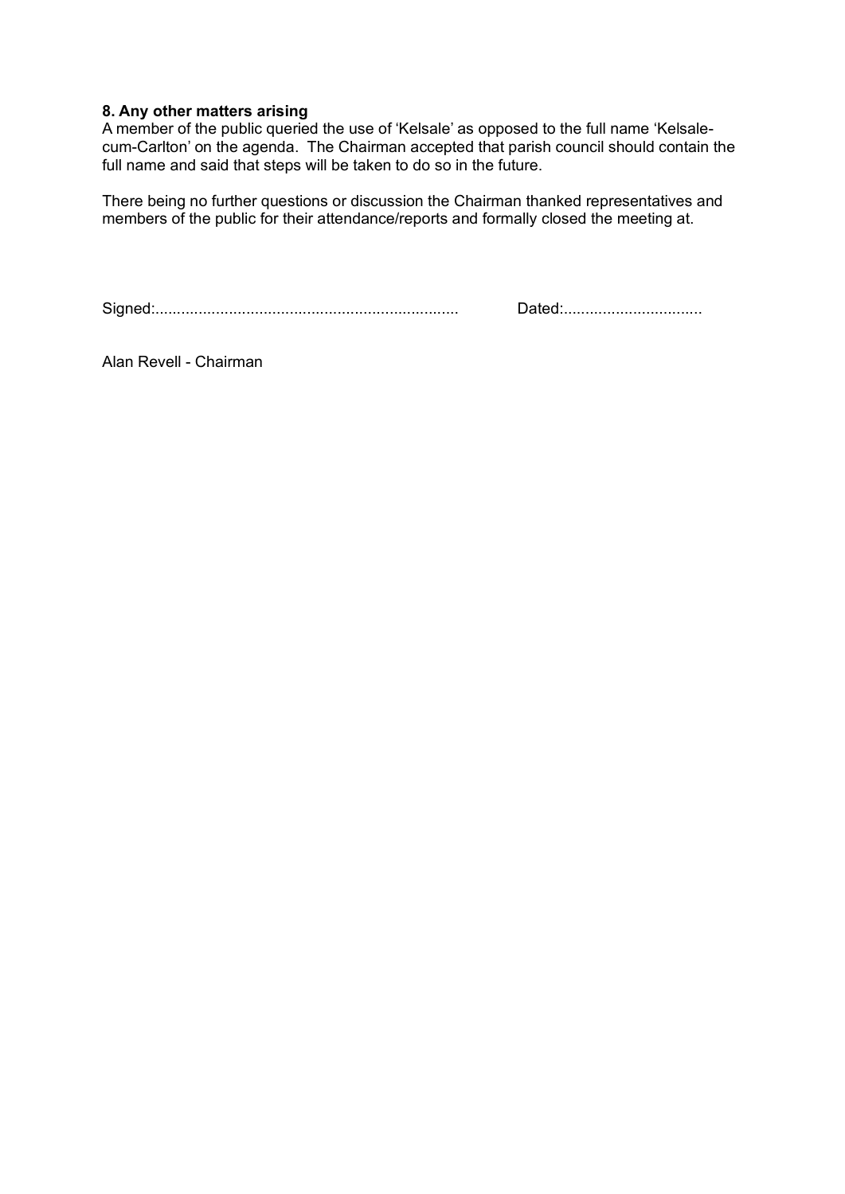**8. Any other matters arising**

A member of the public queried the use of 'Kelsale' as opposed to the full name 'Kelsale-cum-Carlton' on the agenda. The Chairman accepted that parish council should contain the full name and said that steps will be taken to do so in the future.

There being no further questions or discussion the Chairman thanked representatives and members of the public for their attendance/reports and formally closed the meeting at.

Signed:......................................................................   Dated:................................

Alan Revell - Chairman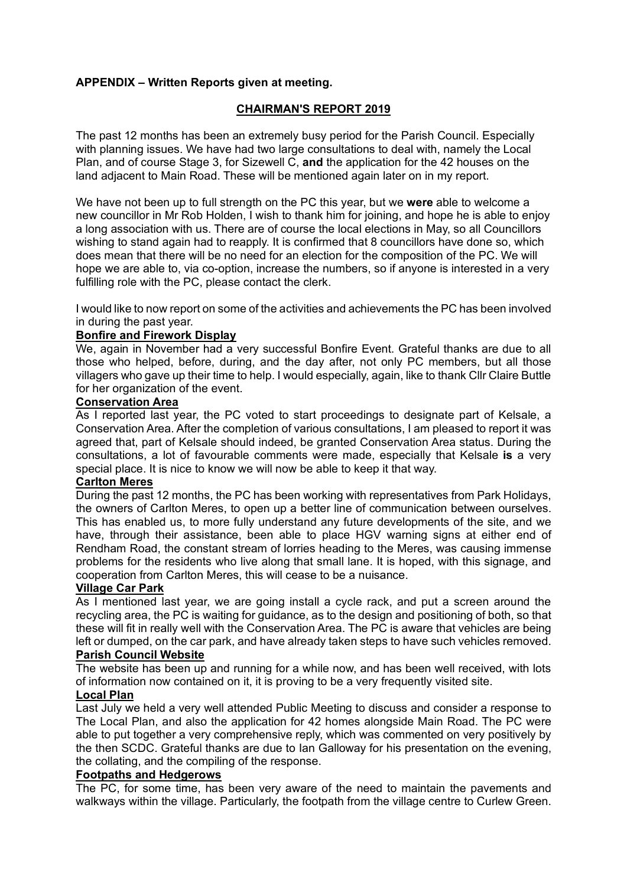**APPENDIX – Written Reports given at meeting.**

## CHAIRMAN'S REPORT 2019

The past 12 months has been an extremely busy period for the Parish Council. Especially with planning issues. We have had two large consultations to deal with, namely the Local Plan, and of course Stage 3, for Sizewell C, **and** the application for the 42 houses on the land adjacent to Main Road. These will be mentioned again later on in my report.

We have not been up to full strength on the PC this year, but we **were** able to welcome a new councillor in Mr Rob Holden, I wish to thank him for joining, and hope he is able to enjoy a long association with us. There are of course the local elections in May, so all Councillors wishing to stand again had to reapply. It is confirmed that 8 councillors have done so, which does mean that there will be no need for an election for the composition of the PC. We will hope we are able to, via co-option, increase the numbers, so if anyone is interested in a very fulfilling role with the PC, please contact the clerk.

I would like to now report on some of the activities and achievements the PC has been involved in during the past year.

**Bonfire and Firework Display**

We, again in November had a very successful Bonfire Event. Grateful thanks are due to all those who helped, before, during, and the day after, not only PC members, but all those villagers who gave up their time to help. I would especially, again, like to thank Cllr Claire Buttle for her organization of the event.

**Conservation Area**

As I reported last year, the PC voted to start proceedings to designate part of Kelsale, a Conservation Area. After the completion of various consultations, I am pleased to report it was agreed that, part of Kelsale should indeed, be granted Conservation Area status. During the consultations, a lot of favourable comments were made, especially that Kelsale **is** a very special place. It is nice to know we will now be able to keep it that way.

**Carlton Meres**

During the past 12 months, the PC has been working with representatives from Park Holidays, the owners of Carlton Meres, to open up a better line of communication between ourselves. This has enabled us, to more fully understand any future developments of the site, and we have, through their assistance, been able to place HGV warning signs at either end of Rendham Road, the constant stream of lorries heading to the Meres, was causing immense problems for the residents who live along that small lane. It is hoped, with this signage, and cooperation from Carlton Meres, this will cease to be a nuisance.

**Village Car Park**

As I mentioned last year, we are going install a cycle rack, and put a screen around the recycling area, the PC is waiting for guidance, as to the design and positioning of both, so that these will fit in really well with the Conservation Area. The PC is aware that vehicles are being left or dumped, on the car park, and have already taken steps to have such vehicles removed.

**Parish Council Website**

The website has been up and running for a while now, and has been well received, with lots of information now contained on it, it is proving to be a very frequently visited site.

**Local Plan**

Last July we held a very well attended Public Meeting to discuss and consider a response to The Local Plan, and also the application for 42 homes alongside Main Road. The PC were able to put together a very comprehensive reply, which was commented on very positively by the then SCDC. Grateful thanks are due to Ian Galloway for his presentation on the evening, the collating, and the compiling of the response.

**Footpaths and Hedgerows**

The PC, for some time, has been very aware of the need to maintain the pavements and walkways within the village. Particularly, the footpath from the village centre to Curlew Green.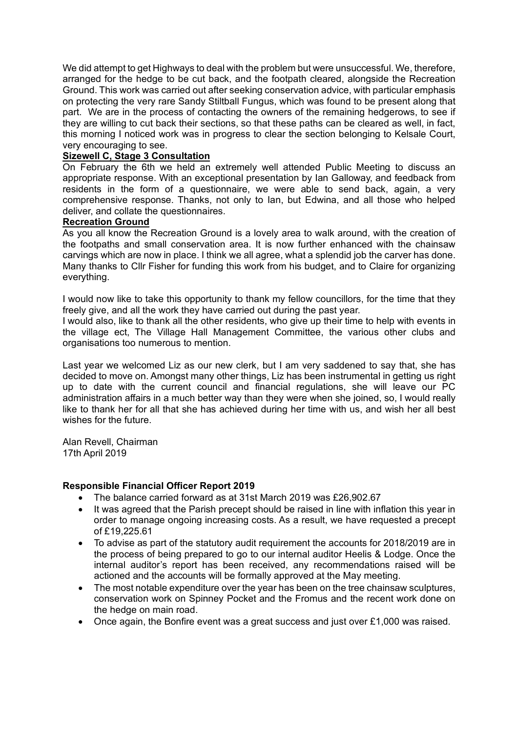We did attempt to get Highways to deal with the problem but were unsuccessful. We, therefore, arranged for the hedge to be cut back, and the footpath cleared, alongside the Recreation Ground. This work was carried out after seeking conservation advice, with particular emphasis on protecting the very rare Sandy Stiltball Fungus, which was found to be present along that part. We are in the process of contacting the owners of the remaining hedgerows, to see if they are willing to cut back their sections, so that these paths can be cleared as well, in fact, this morning I noticed work was in progress to clear the section belonging to Kelsale Court, very encouraging to see.

**Sizewell C, Stage 3 Consultation**

On February the 6th we held an extremely well attended Public Meeting to discuss an appropriate response. With an exceptional presentation by Ian Galloway, and feedback from residents in the form of a questionnaire, we were able to send back, again, a very comprehensive response. Thanks, not only to Ian, but Edwina, and all those who helped deliver, and collate the questionnaires.

**Recreation Ground**

As you all know the Recreation Ground is a lovely area to walk around, with the creation of the footpaths and small conservation area. It is now further enhanced with the chainsaw carvings which are now in place. I think we all agree, what a splendid job the carver has done. Many thanks to Cllr Fisher for funding this work from his budget, and to Claire for organizing everything.

I would now like to take this opportunity to thank my fellow councillors, for the time that they freely give, and all the work they have carried out during the past year.
I would also, like to thank all the other residents, who give up their time to help with events in the village ect, The Village Hall Management Committee, the various other clubs and organisations too numerous to mention.

Last year we welcomed Liz as our new clerk, but I am very saddened to say that, she has decided to move on. Amongst many other things, Liz has been instrumental in getting us right up to date with the current council and financial regulations, she will leave our PC administration affairs in a much better way than they were when she joined, so, I would really like to thank her for all that she has achieved during her time with us, and wish her all best wishes for the future.

Alan Revell, Chairman
17th April 2019

**Responsible Financial Officer Report 2019**

- The balance carried forward as at 31st March 2019 was £26,902.67
- It was agreed that the Parish precept should be raised in line with inflation this year in order to manage ongoing increasing costs. As a result, we have requested a precept of £19,225.61
- To advise as part of the statutory audit requirement the accounts for 2018/2019 are in the process of being prepared to go to our internal auditor Heelis & Lodge. Once the internal auditor's report has been received, any recommendations raised will be actioned and the accounts will be formally approved at the May meeting.
- The most notable expenditure over the year has been on the tree chainsaw sculptures, conservation work on Spinney Pocket and the Fromus and the recent work done on the hedge on main road.
- Once again, the Bonfire event was a great success and just over £1,000 was raised.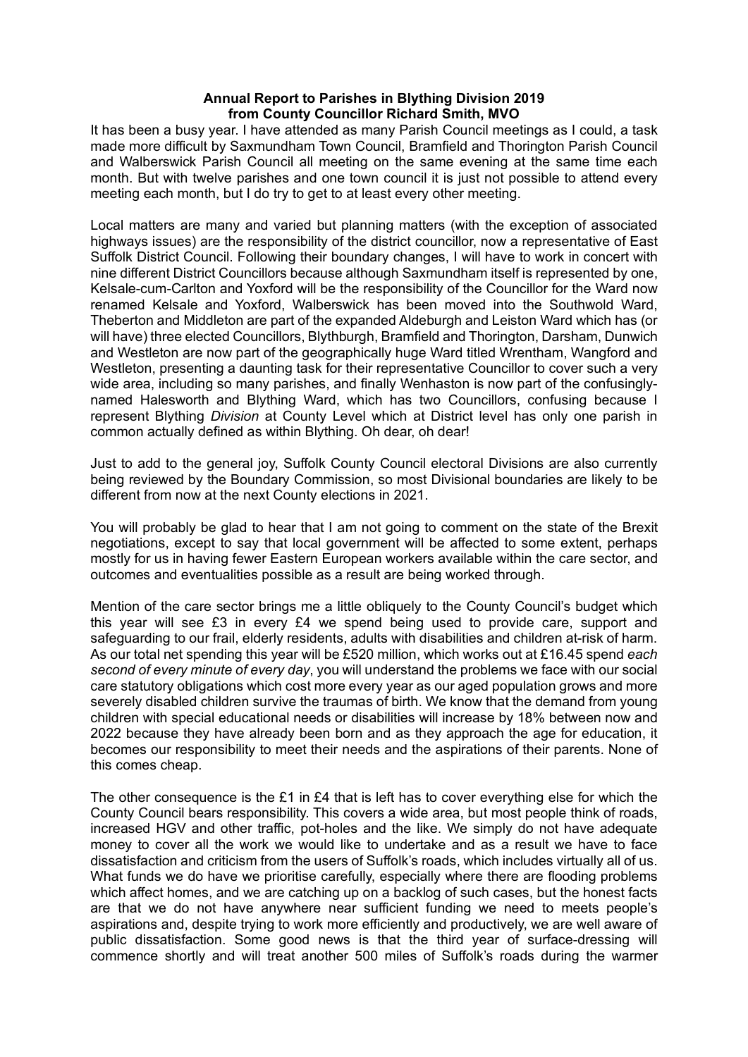**Annual Report to Parishes in Blything Division 2019**
**from County Councillor Richard Smith, MVO**

It has been a busy year. I have attended as many Parish Council meetings as I could, a task made more difficult by Saxmundham Town Council, Bramfield and Thorington Parish Council and Walberswick Parish Council all meeting on the same evening at the same time each month. But with twelve parishes and one town council it is just not possible to attend every meeting each month, but I do try to get to at least every other meeting.

Local matters are many and varied but planning matters (with the exception of associated highways issues) are the responsibility of the district councillor, now a representative of East Suffolk District Council. Following their boundary changes, I will have to work in concert with nine different District Councillors because although Saxmundham itself is represented by one, Kelsale-cum-Carlton and Yoxford will be the responsibility of the Councillor for the Ward now renamed Kelsale and Yoxford, Walberswick has been moved into the Southwold Ward, Theberton and Middleton are part of the expanded Aldeburgh and Leiston Ward which has (or will have) three elected Councillors, Blythburgh, Bramfield and Thorington, Darsham, Dunwich and Westleton are now part of the geographically huge Ward titled Wrentham, Wangford and Westleton, presenting a daunting task for their representative Councillor to cover such a very wide area, including so many parishes, and finally Wenhaston is now part of the confusingly-named Halesworth and Blything Ward, which has two Councillors, confusing because I represent Blything *Division* at County Level which at District level has only one parish in common actually defined as within Blything. Oh dear, oh dear!

Just to add to the general joy, Suffolk County Council electoral Divisions are also currently being reviewed by the Boundary Commission, so most Divisional boundaries are likely to be different from now at the next County elections in 2021.

You will probably be glad to hear that I am not going to comment on the state of the Brexit negotiations, except to say that local government will be affected to some extent, perhaps mostly for us in having fewer Eastern European workers available within the care sector, and outcomes and eventualities possible as a result are being worked through.

Mention of the care sector brings me a little obliquely to the County Council's budget which this year will see £3 in every £4 we spend being used to provide care, support and safeguarding to our frail, elderly residents, adults with disabilities and children at-risk of harm. As our total net spending this year will be £520 million, which works out at £16.45 spend *each second of every minute of every day*, you will understand the problems we face with our social care statutory obligations which cost more every year as our aged population grows and more severely disabled children survive the traumas of birth. We know that the demand from young children with special educational needs or disabilities will increase by 18% between now and 2022 because they have already been born and as they approach the age for education, it becomes our responsibility to meet their needs and the aspirations of their parents. None of this comes cheap.

The other consequence is the £1 in £4 that is left has to cover everything else for which the County Council bears responsibility. This covers a wide area, but most people think of roads, increased HGV and other traffic, pot-holes and the like. We simply do not have adequate money to cover all the work we would like to undertake and as a result we have to face dissatisfaction and criticism from the users of Suffolk's roads, which includes virtually all of us. What funds we do have we prioritise carefully, especially where there are flooding problems which affect homes, and we are catching up on a backlog of such cases, but the honest facts are that we do not have anywhere near sufficient funding we need to meets people's aspirations and, despite trying to work more efficiently and productively, we are well aware of public dissatisfaction. Some good news is that the third year of surface-dressing will commence shortly and will treat another 500 miles of Suffolk's roads during the warmer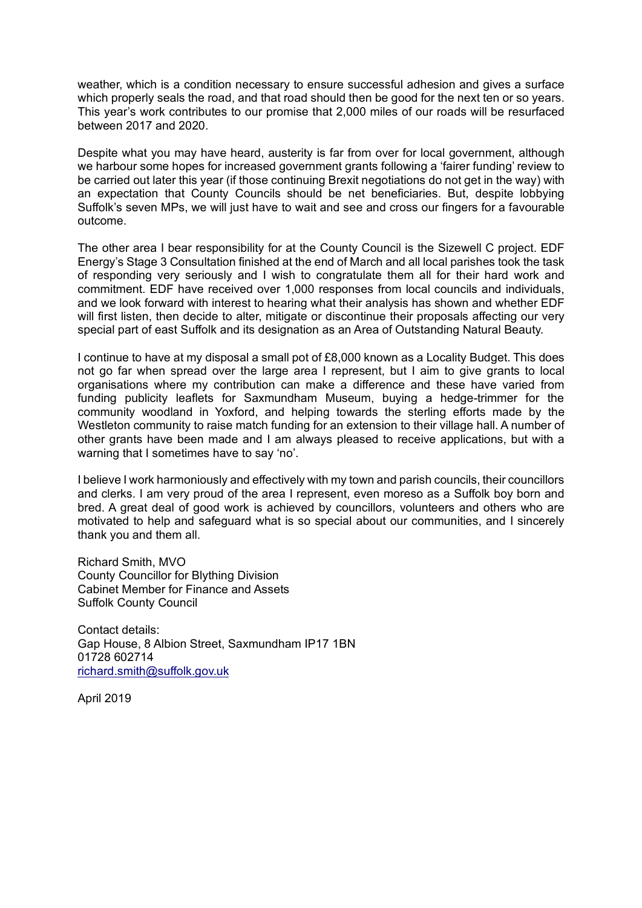weather, which is a condition necessary to ensure successful adhesion and gives a surface which properly seals the road, and that road should then be good for the next ten or so years. This year's work contributes to our promise that 2,000 miles of our roads will be resurfaced between 2017 and 2020.

Despite what you may have heard, austerity is far from over for local government, although we harbour some hopes for increased government grants following a 'fairer funding' review to be carried out later this year (if those continuing Brexit negotiations do not get in the way) with an expectation that County Councils should be net beneficiaries. But, despite lobbying Suffolk's seven MPs, we will just have to wait and see and cross our fingers for a favourable outcome.

The other area I bear responsibility for at the County Council is the Sizewell C project. EDF Energy's Stage 3 Consultation finished at the end of March and all local parishes took the task of responding very seriously and I wish to congratulate them all for their hard work and commitment. EDF have received over 1,000 responses from local councils and individuals, and we look forward with interest to hearing what their analysis has shown and whether EDF will first listen, then decide to alter, mitigate or discontinue their proposals affecting our very special part of east Suffolk and its designation as an Area of Outstanding Natural Beauty.

I continue to have at my disposal a small pot of £8,000 known as a Locality Budget. This does not go far when spread over the large area I represent, but I aim to give grants to local organisations where my contribution can make a difference and these have varied from funding publicity leaflets for Saxmundham Museum, buying a hedge-trimmer for the community woodland in Yoxford, and helping towards the sterling efforts made by the Westleton community to raise match funding for an extension to their village hall. A number of other grants have been made and I am always pleased to receive applications, but with a warning that I sometimes have to say 'no'.

I believe I work harmoniously and effectively with my town and parish councils, their councillors and clerks. I am very proud of the area I represent, even moreso as a Suffolk boy born and bred. A great deal of good work is achieved by councillors, volunteers and others who are motivated to help and safeguard what is so special about our communities, and I sincerely thank you and them all.

Richard Smith, MVO
County Councillor for Blything Division
Cabinet Member for Finance and Assets
Suffolk County Council

Contact details:
Gap House, 8 Albion Street, Saxmundham IP17 1BN
01728 602714
richard.smith@suffolk.gov.uk

April 2019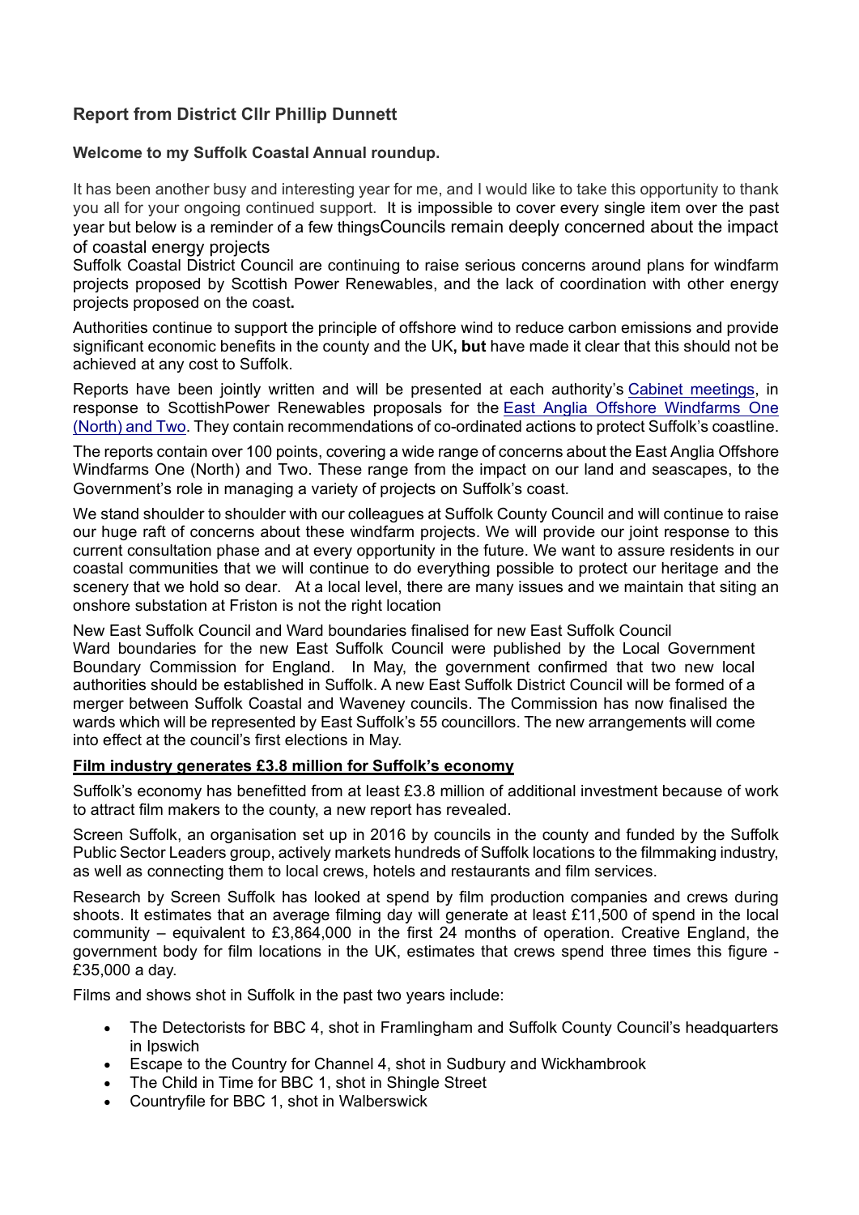## Report from District Cllr Phillip Dunnett

### Welcome to my Suffolk Coastal Annual roundup.

It has been another busy and interesting year for me, and I would like to take this opportunity to thank you all for your ongoing continued support. It is impossible to cover every single item over the past year but below is a reminder of a few thingsCouncils remain deeply concerned about the impact of coastal energy projects

Suffolk Coastal District Council are continuing to raise serious concerns around plans for windfarm projects proposed by Scottish Power Renewables, and the lack of coordination with other energy projects proposed on the coast.

Authorities continue to support the principle of offshore wind to reduce carbon emissions and provide significant economic benefits in the county and the UK**, but** have made it clear that this should not be achieved at any cost to Suffolk.

Reports have been jointly written and will be presented at each authority's Cabinet meetings, in response to ScottishPower Renewables proposals for the East Anglia Offshore Windfarms One (North) and Two. They contain recommendations of co-ordinated actions to protect Suffolk's coastline.

The reports contain over 100 points, covering a wide range of concerns about the East Anglia Offshore Windfarms One (North) and Two. These range from the impact on our land and seascapes, to the Government's role in managing a variety of projects on Suffolk's coast.

We stand shoulder to shoulder with our colleagues at Suffolk County Council and will continue to raise our huge raft of concerns about these windfarm projects. We will provide our joint response to this current consultation phase and at every opportunity in the future. We want to assure residents in our coastal communities that we will continue to do everything possible to protect our heritage and the scenery that we hold so dear. At a local level, there are many issues and we maintain that siting an onshore substation at Friston is not the right location

New East Suffolk Council and Ward boundaries finalised for new East Suffolk Council

Ward boundaries for the new East Suffolk Council were published by the Local Government Boundary Commission for England. In May, the government confirmed that two new local authorities should be established in Suffolk. A new East Suffolk District Council will be formed of a merger between Suffolk Coastal and Waveney councils. The Commission has now finalised the wards which will be represented by East Suffolk's 55 councillors. The new arrangements will come into effect at the council's first elections in May.

**Film industry generates £3.8 million for Suffolk's economy**

Suffolk's economy has benefitted from at least £3.8 million of additional investment because of work to attract film makers to the county, a new report has revealed.

Screen Suffolk, an organisation set up in 2016 by councils in the county and funded by the Suffolk Public Sector Leaders group, actively markets hundreds of Suffolk locations to the filmmaking industry, as well as connecting them to local crews, hotels and restaurants and film services.

Research by Screen Suffolk has looked at spend by film production companies and crews during shoots. It estimates that an average filming day will generate at least £11,500 of spend in the local community – equivalent to £3,864,000 in the first 24 months of operation. Creative England, the government body for film locations in the UK, estimates that crews spend three times this figure - £35,000 a day.

Films and shows shot in Suffolk in the past two years include:

- The Detectorists for BBC 4, shot in Framlingham and Suffolk County Council's headquarters in Ipswich
- Escape to the Country for Channel 4, shot in Sudbury and Wickhambrook
- The Child in Time for BBC 1, shot in Shingle Street
- Countryfile for BBC 1, shot in Walberswick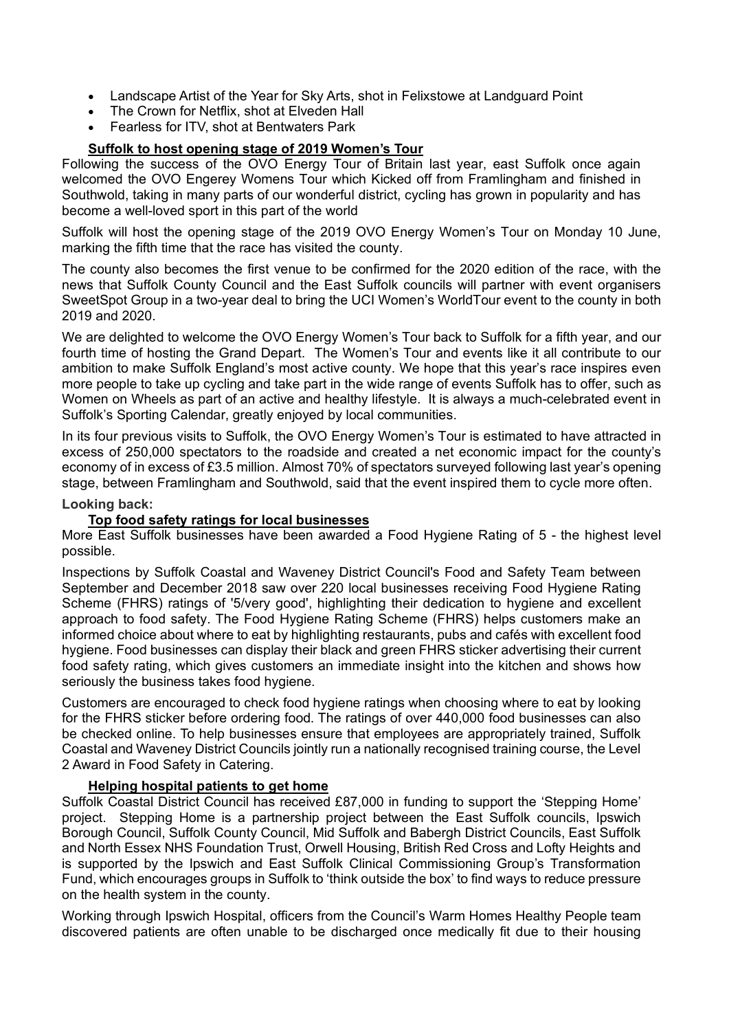- Landscape Artist of the Year for Sky Arts, shot in Felixstowe at Landguard Point
- The Crown for Netflix, shot at Elveden Hall
- Fearless for ITV, shot at Bentwaters Park

### Suffolk to host opening stage of 2019 Women's Tour

Following the success of the OVO Energy Tour of Britain last year, east Suffolk once again welcomed the OVO Engerey Womens Tour which Kicked off from Framlingham and finished in Southwold, taking in many parts of our wonderful district, cycling has grown in popularity and has become a well-loved sport in this part of the world

Suffolk will host the opening stage of the 2019 OVO Energy Women's Tour on Monday 10 June, marking the fifth time that the race has visited the county.

The county also becomes the first venue to be confirmed for the 2020 edition of the race, with the news that Suffolk County Council and the East Suffolk councils will partner with event organisers SweetSpot Group in a two-year deal to bring the UCI Women's WorldTour event to the county in both 2019 and 2020.

We are delighted to welcome the OVO Energy Women's Tour back to Suffolk for a fifth year, and our fourth time of hosting the Grand Depart. The Women's Tour and events like it all contribute to our ambition to make Suffolk England's most active county. We hope that this year's race inspires even more people to take up cycling and take part in the wide range of events Suffolk has to offer, such as Women on Wheels as part of an active and healthy lifestyle. It is always a much-celebrated event in Suffolk's Sporting Calendar, greatly enjoyed by local communities.

In its four previous visits to Suffolk, the OVO Energy Women's Tour is estimated to have attracted in excess of 250,000 spectators to the roadside and created a net economic impact for the county's economy of in excess of £3.5 million. Almost 70% of spectators surveyed following last year's opening stage, between Framlingham and Southwold, said that the event inspired them to cycle more often.

**Looking back:**

### Top food safety ratings for local businesses

More East Suffolk businesses have been awarded a Food Hygiene Rating of 5 - the highest level possible.

Inspections by Suffolk Coastal and Waveney District Council's Food and Safety Team between September and December 2018 saw over 220 local businesses receiving Food Hygiene Rating Scheme (FHRS) ratings of '5/very good', highlighting their dedication to hygiene and excellent approach to food safety. The Food Hygiene Rating Scheme (FHRS) helps customers make an informed choice about where to eat by highlighting restaurants, pubs and cafés with excellent food hygiene. Food businesses can display their black and green FHRS sticker advertising their current food safety rating, which gives customers an immediate insight into the kitchen and shows how seriously the business takes food hygiene.

Customers are encouraged to check food hygiene ratings when choosing where to eat by looking for the FHRS sticker before ordering food. The ratings of over 440,000 food businesses can also be checked online. To help businesses ensure that employees are appropriately trained, Suffolk Coastal and Waveney District Councils jointly run a nationally recognised training course, the Level 2 Award in Food Safety in Catering.

### Helping hospital patients to get home

Suffolk Coastal District Council has received £87,000 in funding to support the 'Stepping Home' project. Stepping Home is a partnership project between the East Suffolk councils, Ipswich Borough Council, Suffolk County Council, Mid Suffolk and Babergh District Councils, East Suffolk and North Essex NHS Foundation Trust, Orwell Housing, British Red Cross and Lofty Heights and is supported by the Ipswich and East Suffolk Clinical Commissioning Group's Transformation Fund, which encourages groups in Suffolk to 'think outside the box' to find ways to reduce pressure on the health system in the county.

Working through Ipswich Hospital, officers from the Council's Warm Homes Healthy People team discovered patients are often unable to be discharged once medically fit due to their housing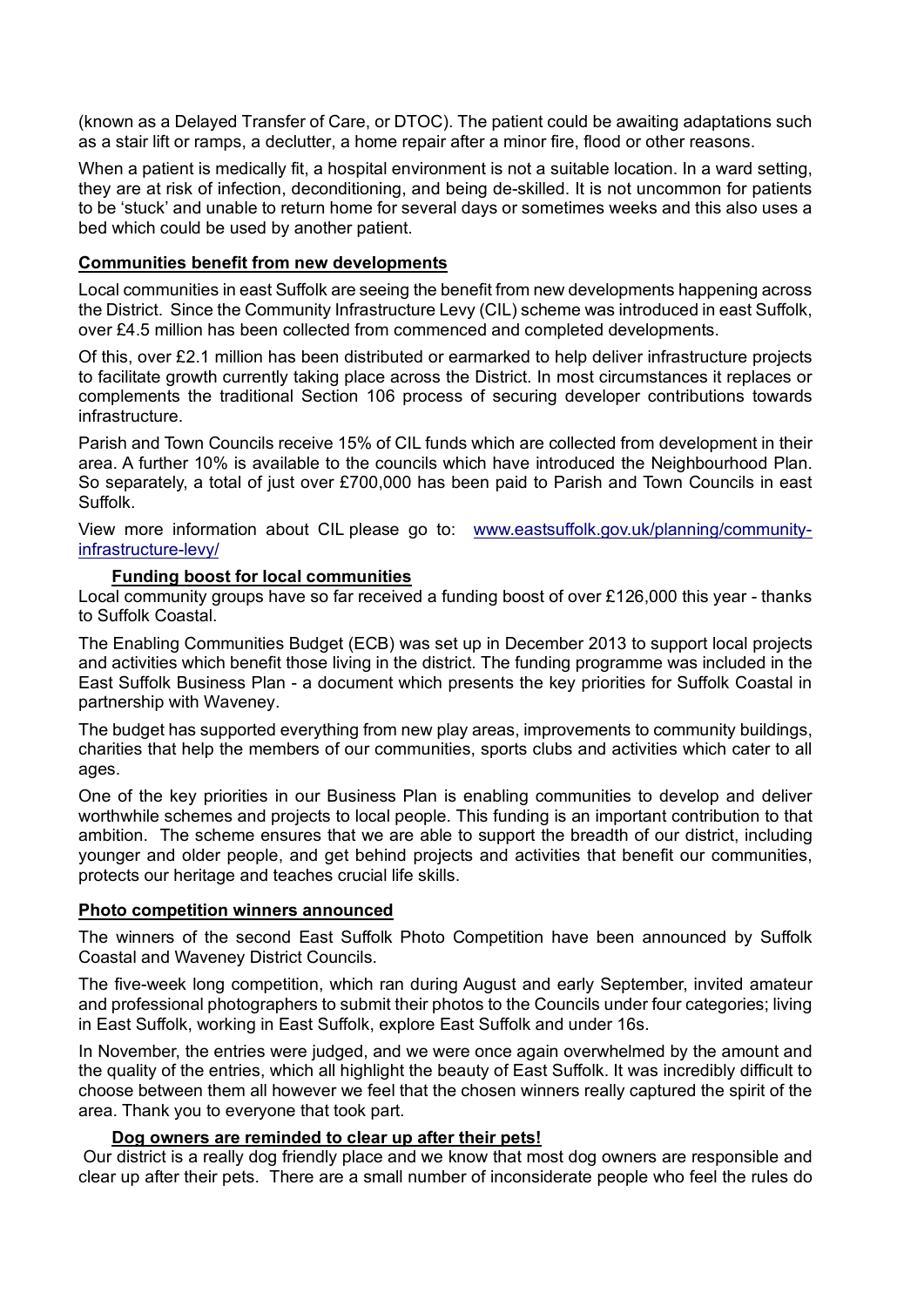(known as a Delayed Transfer of Care, or DTOC). The patient could be awaiting adaptations such as a stair lift or ramps, a declutter, a home repair after a minor fire, flood or other reasons.

When a patient is medically fit, a hospital environment is not a suitable location. In a ward setting, they are at risk of infection, deconditioning, and being de-skilled. It is not uncommon for patients to be 'stuck' and unable to return home for several days or sometimes weeks and this also uses a bed which could be used by another patient.

**Communities benefit from new developments**

Local communities in east Suffolk are seeing the benefit from new developments happening across the District. Since the Community Infrastructure Levy (CIL) scheme was introduced in east Suffolk, over £4.5 million has been collected from commenced and completed developments.

Of this, over £2.1 million has been distributed or earmarked to help deliver infrastructure projects to facilitate growth currently taking place across the District. In most circumstances it replaces or complements the traditional Section 106 process of securing developer contributions towards infrastructure.

Parish and Town Councils receive 15% of CIL funds which are collected from development in their area. A further 10% is available to the councils which have introduced the Neighbourhood Plan. So separately, a total of just over £700,000 has been paid to Parish and Town Councils in east Suffolk.

View more information about CIL please go to: www.eastsuffolk.gov.uk/planning/community-infrastructure-levy/

**Funding boost for local communities**

Local community groups have so far received a funding boost of over £126,000 this year - thanks to Suffolk Coastal.

The Enabling Communities Budget (ECB) was set up in December 2013 to support local projects and activities which benefit those living in the district. The funding programme was included in the East Suffolk Business Plan - a document which presents the key priorities for Suffolk Coastal in partnership with Waveney.

The budget has supported everything from new play areas, improvements to community buildings, charities that help the members of our communities, sports clubs and activities which cater to all ages.

One of the key priorities in our Business Plan is enabling communities to develop and deliver worthwhile schemes and projects to local people. This funding is an important contribution to that ambition. The scheme ensures that we are able to support the breadth of our district, including younger and older people, and get behind projects and activities that benefit our communities, protects our heritage and teaches crucial life skills.

**Photo competition winners announced**

The winners of the second East Suffolk Photo Competition have been announced by Suffolk Coastal and Waveney District Councils.

The five-week long competition, which ran during August and early September, invited amateur and professional photographers to submit their photos to the Councils under four categories; living in East Suffolk, working in East Suffolk, explore East Suffolk and under 16s.

In November, the entries were judged, and we were once again overwhelmed by the amount and the quality of the entries, which all highlight the beauty of East Suffolk. It was incredibly difficult to choose between them all however we feel that the chosen winners really captured the spirit of the area. Thank you to everyone that took part.

**Dog owners are reminded to clear up after their pets!**

Our district is a really dog friendly place and we know that most dog owners are responsible and clear up after their pets. There are a small number of inconsiderate people who feel the rules do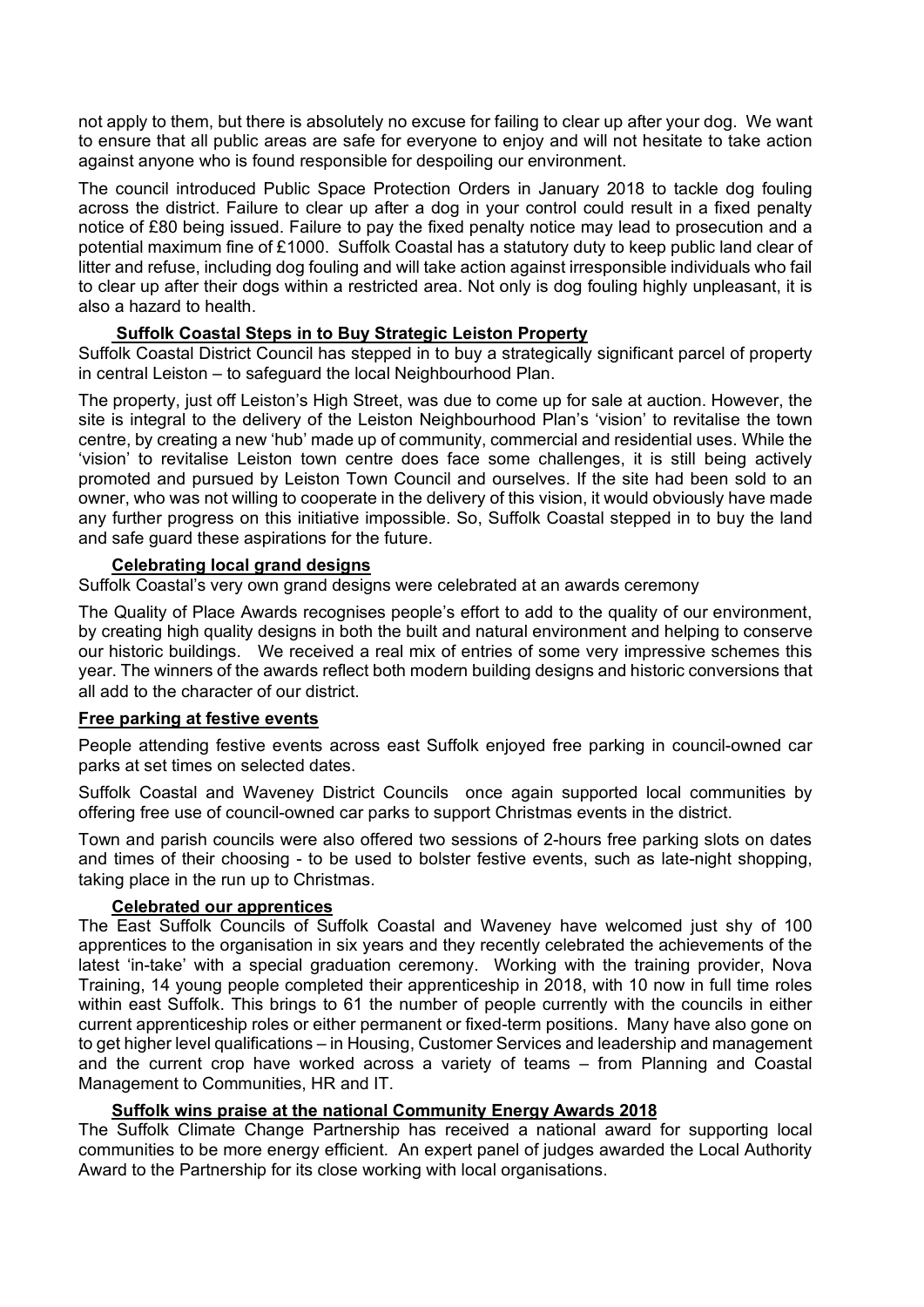not apply to them, but there is absolutely no excuse for failing to clear up after your dog. We want to ensure that all public areas are safe for everyone to enjoy and will not hesitate to take action against anyone who is found responsible for despoiling our environment.

The council introduced Public Space Protection Orders in January 2018 to tackle dog fouling across the district. Failure to clear up after a dog in your control could result in a fixed penalty notice of £80 being issued. Failure to pay the fixed penalty notice may lead to prosecution and a potential maximum fine of £1000. Suffolk Coastal has a statutory duty to keep public land clear of litter and refuse, including dog fouling and will take action against irresponsible individuals who fail to clear up after their dogs within a restricted area. Not only is dog fouling highly unpleasant, it is also a hazard to health.

**Suffolk Coastal Steps in to Buy Strategic Leiston Property**

Suffolk Coastal District Council has stepped in to buy a strategically significant parcel of property in central Leiston – to safeguard the local Neighbourhood Plan.

The property, just off Leiston's High Street, was due to come up for sale at auction. However, the site is integral to the delivery of the Leiston Neighbourhood Plan's 'vision' to revitalise the town centre, by creating a new 'hub' made up of community, commercial and residential uses. While the 'vision' to revitalise Leiston town centre does face some challenges, it is still being actively promoted and pursued by Leiston Town Council and ourselves. If the site had been sold to an owner, who was not willing to cooperate in the delivery of this vision, it would obviously have made any further progress on this initiative impossible. So, Suffolk Coastal stepped in to buy the land and safe guard these aspirations for the future.

**Celebrating local grand designs**

Suffolk Coastal's very own grand designs were celebrated at an awards ceremony

The Quality of Place Awards recognises people's effort to add to the quality of our environment, by creating high quality designs in both the built and natural environment and helping to conserve our historic buildings. We received a real mix of entries of some very impressive schemes this year. The winners of the awards reflect both modern building designs and historic conversions that all add to the character of our district.

**Free parking at festive events**

People attending festive events across east Suffolk enjoyed free parking in council-owned car parks at set times on selected dates.

Suffolk Coastal and Waveney District Councils once again supported local communities by offering free use of council-owned car parks to support Christmas events in the district.

Town and parish councils were also offered two sessions of 2-hours free parking slots on dates and times of their choosing - to be used to bolster festive events, such as late-night shopping, taking place in the run up to Christmas.

**Celebrated our apprentices**

The East Suffolk Councils of Suffolk Coastal and Waveney have welcomed just shy of 100 apprentices to the organisation in six years and they recently celebrated the achievements of the latest 'in-take' with a special graduation ceremony. Working with the training provider, Nova Training, 14 young people completed their apprenticeship in 2018, with 10 now in full time roles within east Suffolk. This brings to 61 the number of people currently with the councils in either current apprenticeship roles or either permanent or fixed-term positions. Many have also gone on to get higher level qualifications – in Housing, Customer Services and leadership and management and the current crop have worked across a variety of teams – from Planning and Coastal Management to Communities, HR and IT.

**Suffolk wins praise at the national Community Energy Awards 2018**

The Suffolk Climate Change Partnership has received a national award for supporting local communities to be more energy efficient. An expert panel of judges awarded the Local Authority Award to the Partnership for its close working with local organisations.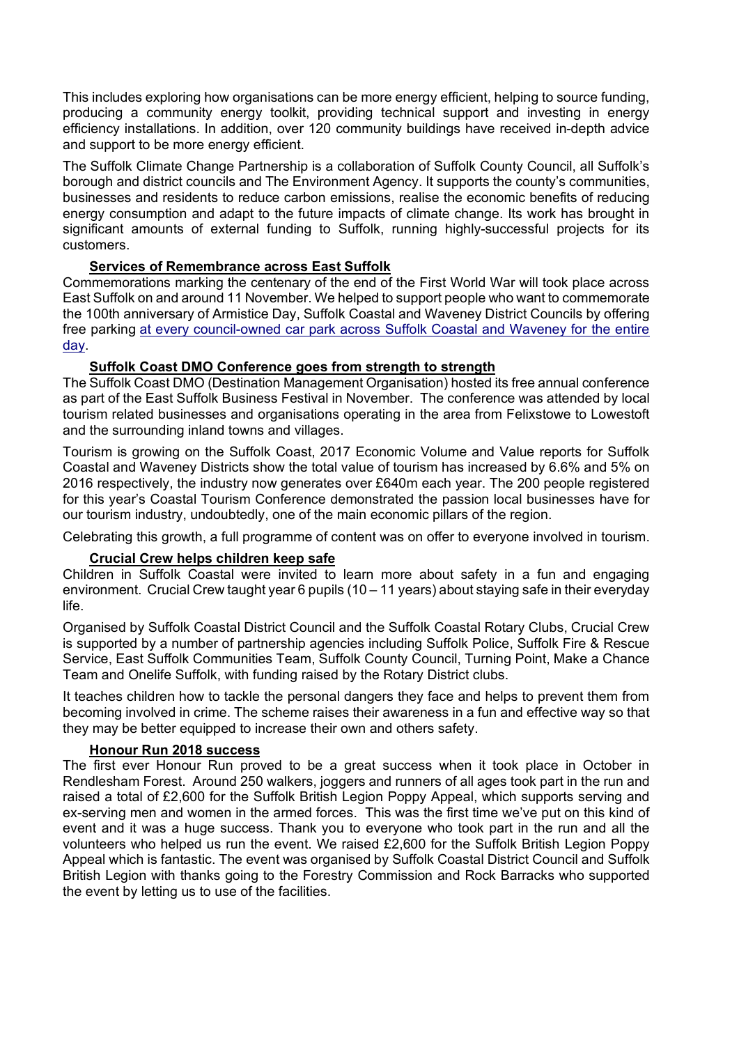This includes exploring how organisations can be more energy efficient, helping to source funding, producing a community energy toolkit, providing technical support and investing in energy efficiency installations. In addition, over 120 community buildings have received in-depth advice and support to be more energy efficient.

The Suffolk Climate Change Partnership is a collaboration of Suffolk County Council, all Suffolk's borough and district councils and The Environment Agency. It supports the county's communities, businesses and residents to reduce carbon emissions, realise the economic benefits of reducing energy consumption and adapt to the future impacts of climate change. Its work has brought in significant amounts of external funding to Suffolk, running highly-successful projects for its customers.

**Services of Remembrance across East Suffolk**

Commemorations marking the centenary of the end of the First World War will took place across East Suffolk on and around 11 November. We helped to support people who want to commemorate the 100th anniversary of Armistice Day, Suffolk Coastal and Waveney District Councils by offering free parking at every council-owned car park across Suffolk Coastal and Waveney for the entire day.

**Suffolk Coast DMO Conference goes from strength to strength**

The Suffolk Coast DMO (Destination Management Organisation) hosted its free annual conference as part of the East Suffolk Business Festival in November. The conference was attended by local tourism related businesses and organisations operating in the area from Felixstowe to Lowestoft and the surrounding inland towns and villages.

Tourism is growing on the Suffolk Coast, 2017 Economic Volume and Value reports for Suffolk Coastal and Waveney Districts show the total value of tourism has increased by 6.6% and 5% on 2016 respectively, the industry now generates over £640m each year. The 200 people registered for this year's Coastal Tourism Conference demonstrated the passion local businesses have for our tourism industry, undoubtedly, one of the main economic pillars of the region.

Celebrating this growth, a full programme of content was on offer to everyone involved in tourism.

**Crucial Crew helps children keep safe**

Children in Suffolk Coastal were invited to learn more about safety in a fun and engaging environment. Crucial Crew taught year 6 pupils (10 – 11 years) about staying safe in their everyday life.

Organised by Suffolk Coastal District Council and the Suffolk Coastal Rotary Clubs, Crucial Crew is supported by a number of partnership agencies including Suffolk Police, Suffolk Fire & Rescue Service, East Suffolk Communities Team, Suffolk County Council, Turning Point, Make a Chance Team and Onelife Suffolk, with funding raised by the Rotary District clubs.

It teaches children how to tackle the personal dangers they face and helps to prevent them from becoming involved in crime. The scheme raises their awareness in a fun and effective way so that they may be better equipped to increase their own and others safety.

**Honour Run 2018 success**

The first ever Honour Run proved to be a great success when it took place in October in Rendlesham Forest. Around 250 walkers, joggers and runners of all ages took part in the run and raised a total of £2,600 for the Suffolk British Legion Poppy Appeal, which supports serving and ex-serving men and women in the armed forces. This was the first time we've put on this kind of event and it was a huge success. Thank you to everyone who took part in the run and all the volunteers who helped us run the event. We raised £2,600 for the Suffolk British Legion Poppy Appeal which is fantastic. The event was organised by Suffolk Coastal District Council and Suffolk British Legion with thanks going to the Forestry Commission and Rock Barracks who supported the event by letting us to use of the facilities.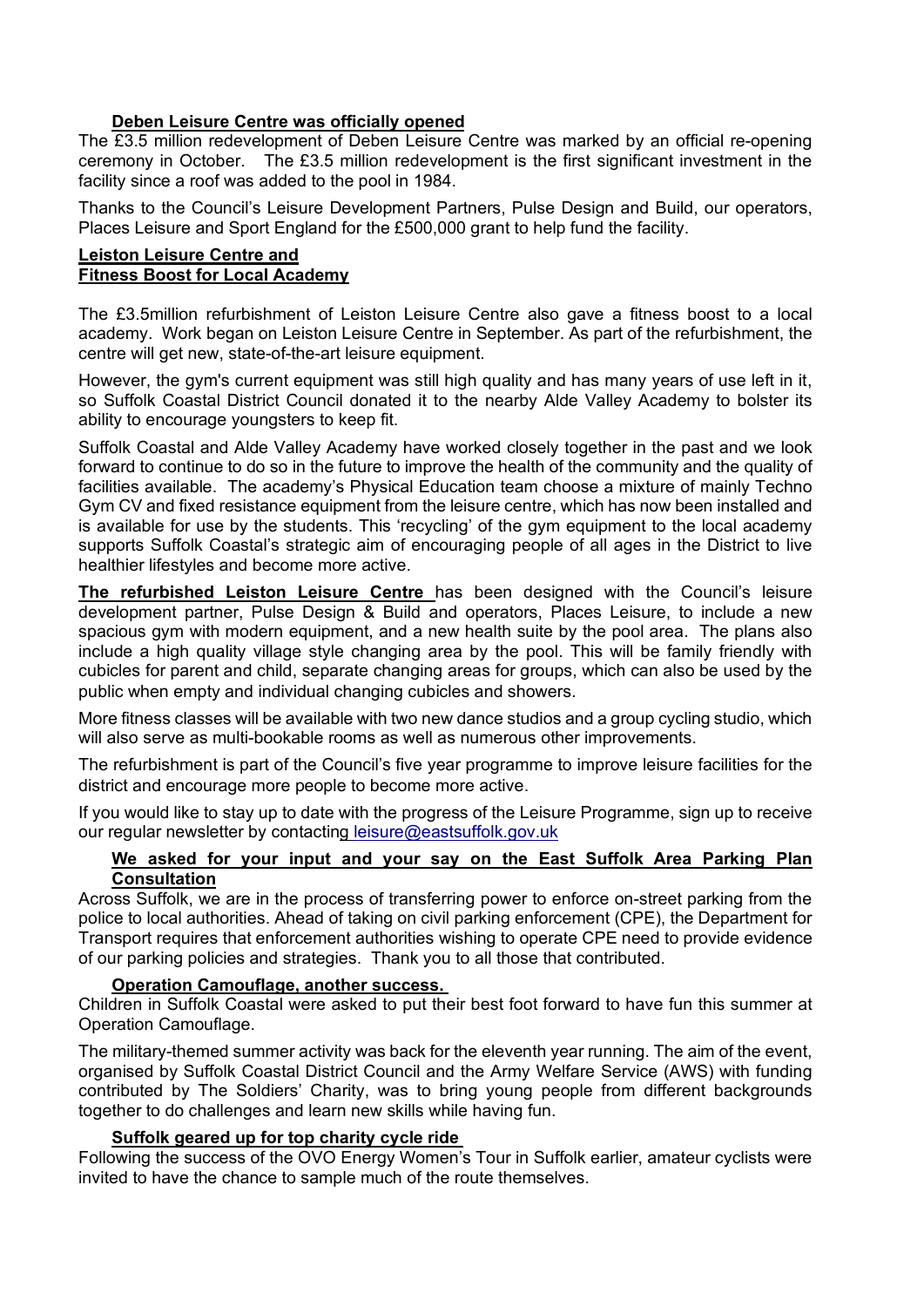**Deben Leisure Centre was officially opened**

The £3.5 million redevelopment of Deben Leisure Centre was marked by an official re-opening ceremony in October. The £3.5 million redevelopment is the first significant investment in the facility since a roof was added to the pool in 1984.

Thanks to the Council's Leisure Development Partners, Pulse Design and Build, our operators, Places Leisure and Sport England for the £500,000 grant to help fund the facility.

**Leiston Leisure Centre and**
**Fitness Boost for Local Academy**

The £3.5million refurbishment of Leiston Leisure Centre also gave a fitness boost to a local academy. Work began on Leiston Leisure Centre in September. As part of the refurbishment, the centre will get new, state-of-the-art leisure equipment.

However, the gym's current equipment was still high quality and has many years of use left in it, so Suffolk Coastal District Council donated it to the nearby Alde Valley Academy to bolster its ability to encourage youngsters to keep fit.

Suffolk Coastal and Alde Valley Academy have worked closely together in the past and we look forward to continue to do so in the future to improve the health of the community and the quality of facilities available. The academy's Physical Education team choose a mixture of mainly Techno Gym CV and fixed resistance equipment from the leisure centre, which has now been installed and is available for use by the students. This 'recycling' of the gym equipment to the local academy supports Suffolk Coastal's strategic aim of encouraging people of all ages in the District to live healthier lifestyles and become more active.

**The refurbished Leiston Leisure Centre** has been designed with the Council's leisure development partner, Pulse Design & Build and operators, Places Leisure, to include a new spacious gym with modern equipment, and a new health suite by the pool area. The plans also include a high quality village style changing area by the pool. This will be family friendly with cubicles for parent and child, separate changing areas for groups, which can also be used by the public when empty and individual changing cubicles and showers.

More fitness classes will be available with two new dance studios and a group cycling studio, which will also serve as multi-bookable rooms as well as numerous other improvements.

The refurbishment is part of the Council's five year programme to improve leisure facilities for the district and encourage more people to become more active.

If you would like to stay up to date with the progress of the Leisure Programme, sign up to receive our regular newsletter by contacting leisure@eastsuffolk.gov.uk

**We asked for your input and your say on the East Suffolk Area Parking Plan Consultation**

Across Suffolk, we are in the process of transferring power to enforce on-street parking from the police to local authorities. Ahead of taking on civil parking enforcement (CPE), the Department for Transport requires that enforcement authorities wishing to operate CPE need to provide evidence of our parking policies and strategies. Thank you to all those that contributed.

**Operation Camouflage, another success.**

Children in Suffolk Coastal were asked to put their best foot forward to have fun this summer at Operation Camouflage.

The military-themed summer activity was back for the eleventh year running. The aim of the event, organised by Suffolk Coastal District Council and the Army Welfare Service (AWS) with funding contributed by The Soldiers' Charity, was to bring young people from different backgrounds together to do challenges and learn new skills while having fun.

**Suffolk geared up for top charity cycle ride**

Following the success of the OVO Energy Women's Tour in Suffolk earlier, amateur cyclists were invited to have the chance to sample much of the route themselves.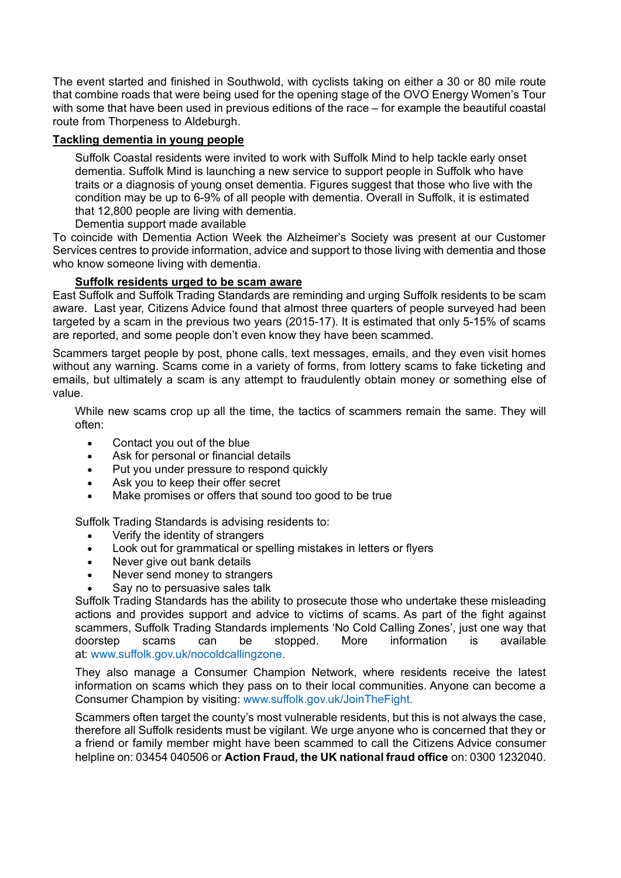The event started and finished in Southwold, with cyclists taking on either a 30 or 80 mile route that combine roads that were being used for the opening stage of the OVO Energy Women's Tour with some that have been used in previous editions of the race – for example the beautiful coastal route from Thorpeness to Aldeburgh.

**Tackling dementia in young people**

Suffolk Coastal residents were invited to work with Suffolk Mind to help tackle early onset dementia. Suffolk Mind is launching a new service to support people in Suffolk who have traits or a diagnosis of young onset dementia. Figures suggest that those who live with the condition may be up to 6-9% of all people with dementia. Overall in Suffolk, it is estimated that 12,800 people are living with dementia.

Dementia support made available

To coincide with Dementia Action Week the Alzheimer's Society was present at our Customer Services centres to provide information, advice and support to those living with dementia and those who know someone living with dementia.

**Suffolk residents urged to be scam aware**

East Suffolk and Suffolk Trading Standards are reminding and urging Suffolk residents to be scam aware. Last year, Citizens Advice found that almost three quarters of people surveyed had been targeted by a scam in the previous two years (2015-17). It is estimated that only 5-15% of scams are reported, and some people don't even know they have been scammed.

Scammers target people by post, phone calls, text messages, emails, and they even visit homes without any warning. Scams come in a variety of forms, from lottery scams to fake ticketing and emails, but ultimately a scam is any attempt to fraudulently obtain money or something else of value.

While new scams crop up all the time, the tactics of scammers remain the same. They will often:

- Contact you out of the blue
- Ask for personal or financial details
- Put you under pressure to respond quickly
- Ask you to keep their offer secret
- Make promises or offers that sound too good to be true

Suffolk Trading Standards is advising residents to:

- Verify the identity of strangers
- Look out for grammatical or spelling mistakes in letters or flyers
- Never give out bank details
- Never send money to strangers
- Say no to persuasive sales talk

Suffolk Trading Standards has the ability to prosecute those who undertake these misleading actions and provides support and advice to victims of scams. As part of the fight against scammers, Suffolk Trading Standards implements 'No Cold Calling Zones', just one way that doorstep scams can be stopped. More information is available at: www.suffolk.gov.uk/nocoldcallingzone.

They also manage a Consumer Champion Network, where residents receive the latest information on scams which they pass on to their local communities. Anyone can become a Consumer Champion by visiting: www.suffolk.gov.uk/JoinTheFight.

Scammers often target the county's most vulnerable residents, but this is not always the case, therefore all Suffolk residents must be vigilant. We urge anyone who is concerned that they or a friend or family member might have been scammed to call the Citizens Advice consumer helpline on: 03454 040506 or **Action Fraud, the UK national fraud office** on: 0300 1232040.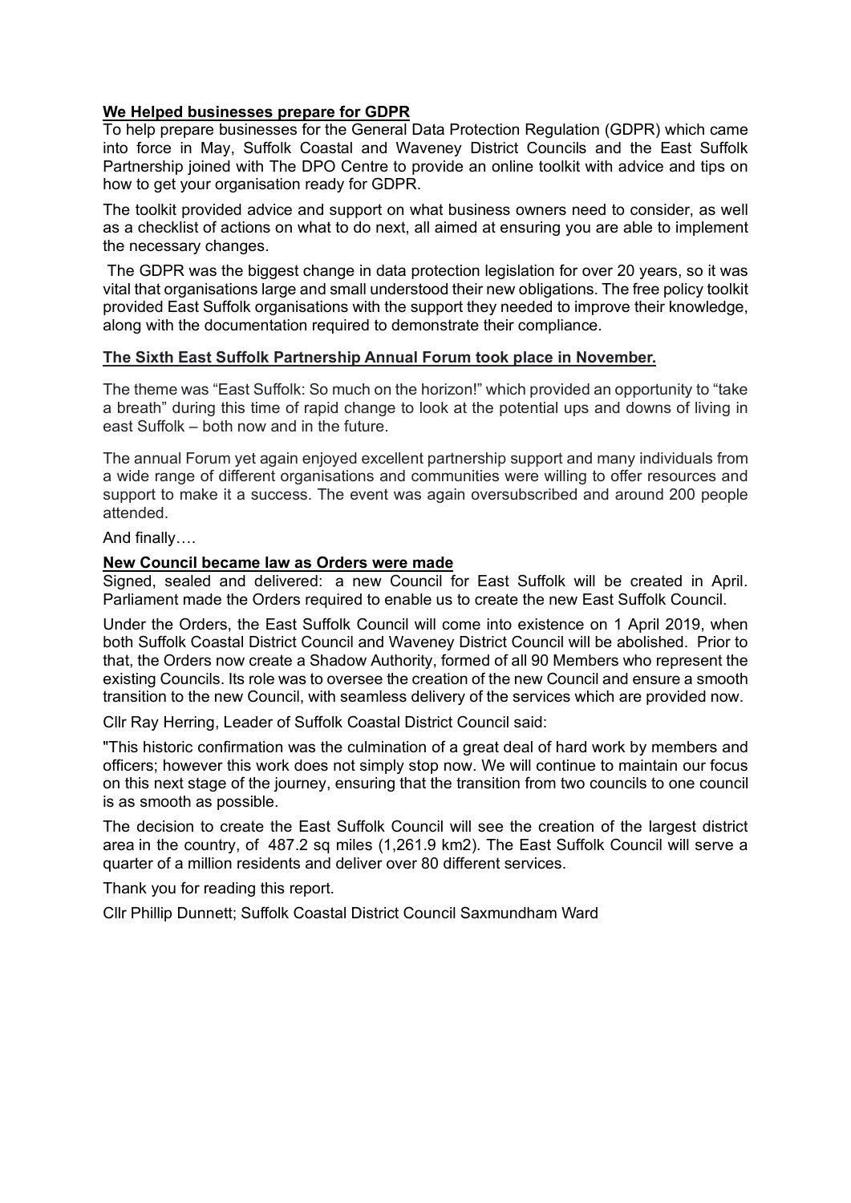**We Helped businesses prepare for GDPR**

To help prepare businesses for the General Data Protection Regulation (GDPR) which came into force in May, Suffolk Coastal and Waveney District Councils and the East Suffolk Partnership joined with The DPO Centre to provide an online toolkit with advice and tips on how to get your organisation ready for GDPR.

The toolkit provided advice and support on what business owners need to consider, as well as a checklist of actions on what to do next, all aimed at ensuring you are able to implement the necessary changes.

The GDPR was the biggest change in data protection legislation for over 20 years, so it was vital that organisations large and small understood their new obligations. The free policy toolkit provided East Suffolk organisations with the support they needed to improve their knowledge, along with the documentation required to demonstrate their compliance.

**The Sixth East Suffolk Partnership Annual Forum took place in November.**

The theme was "East Suffolk: So much on the horizon!" which provided an opportunity to "take a breath" during this time of rapid change to look at the potential ups and downs of living in east Suffolk – both now and in the future.

The annual Forum yet again enjoyed excellent partnership support and many individuals from a wide range of different organisations and communities were willing to offer resources and support to make it a success. The event was again oversubscribed and around 200 people attended.

And finally….

**New Council became law as Orders were made**

Signed, sealed and delivered: a new Council for East Suffolk will be created in April. Parliament made the Orders required to enable us to create the new East Suffolk Council.

Under the Orders, the East Suffolk Council will come into existence on 1 April 2019, when both Suffolk Coastal District Council and Waveney District Council will be abolished. Prior to that, the Orders now create a Shadow Authority, formed of all 90 Members who represent the existing Councils. Its role was to oversee the creation of the new Council and ensure a smooth transition to the new Council, with seamless delivery of the services which are provided now.

Cllr Ray Herring, Leader of Suffolk Coastal District Council said:

"This historic confirmation was the culmination of a great deal of hard work by members and officers; however this work does not simply stop now. We will continue to maintain our focus on this next stage of the journey, ensuring that the transition from two councils to one council is as smooth as possible.

The decision to create the East Suffolk Council will see the creation of the largest district area in the country, of 487.2 sq miles (1,261.9 km2). The East Suffolk Council will serve a quarter of a million residents and deliver over 80 different services.

Thank you for reading this report.

Cllr Phillip Dunnett; Suffolk Coastal District Council Saxmundham Ward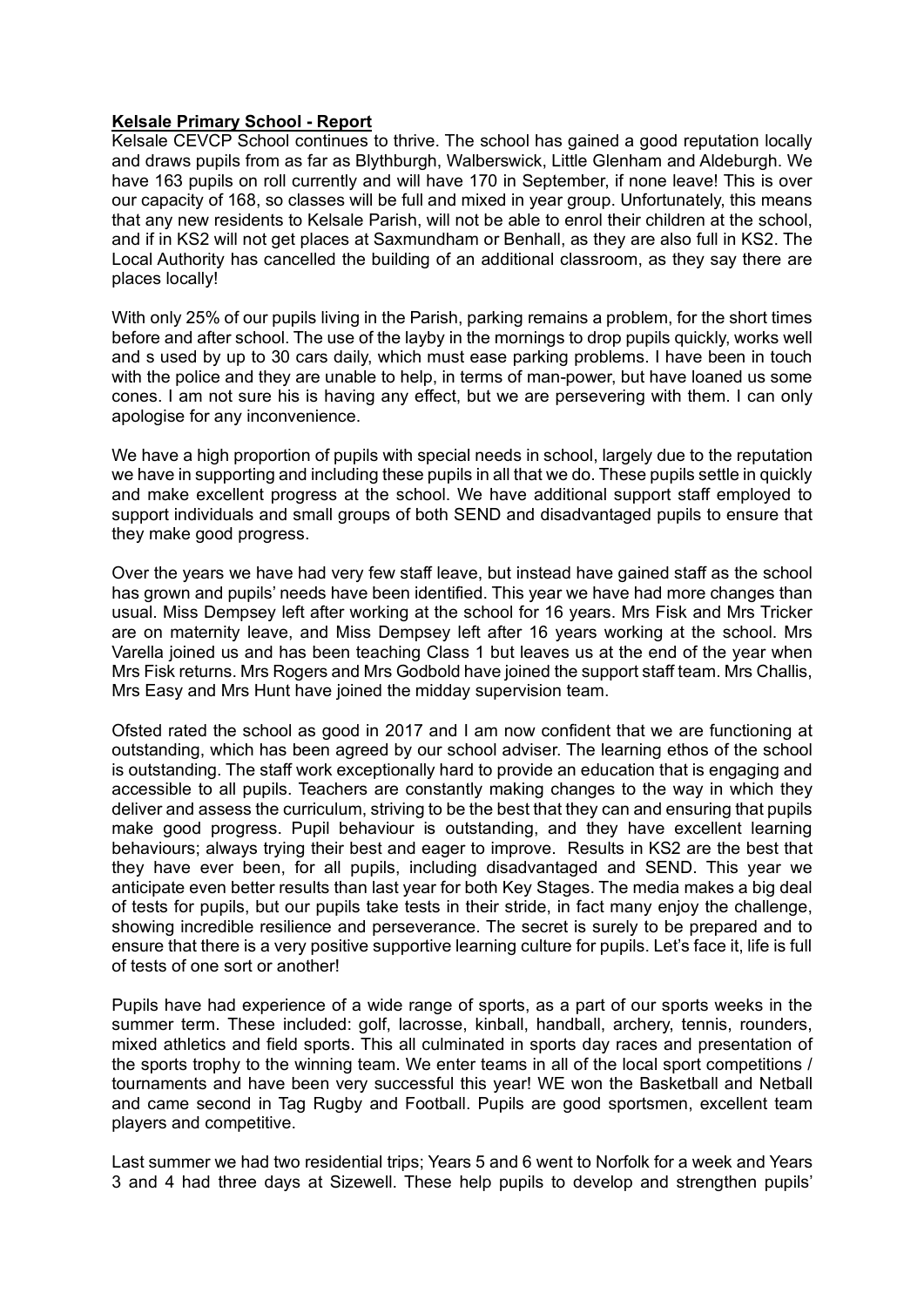**Kelsale Primary School - Report**

Kelsale CEVCP School continues to thrive. The school has gained a good reputation locally and draws pupils from as far as Blythburgh, Walberswick, Little Glenham and Aldeburgh. We have 163 pupils on roll currently and will have 170 in September, if none leave! This is over our capacity of 168, so classes will be full and mixed in year group. Unfortunately, this means that any new residents to Kelsale Parish, will not be able to enrol their children at the school, and if in KS2 will not get places at Saxmundham or Benhall, as they are also full in KS2. The Local Authority has cancelled the building of an additional classroom, as they say there are places locally!

With only 25% of our pupils living in the Parish, parking remains a problem, for the short times before and after school. The use of the layby in the mornings to drop pupils quickly, works well and s used by up to 30 cars daily, which must ease parking problems. I have been in touch with the police and they are unable to help, in terms of man-power, but have loaned us some cones. I am not sure his is having any effect, but we are persevering with them. I can only apologise for any inconvenience.

We have a high proportion of pupils with special needs in school, largely due to the reputation we have in supporting and including these pupils in all that we do. These pupils settle in quickly and make excellent progress at the school. We have additional support staff employed to support individuals and small groups of both SEND and disadvantaged pupils to ensure that they make good progress.

Over the years we have had very few staff leave, but instead have gained staff as the school has grown and pupils' needs have been identified. This year we have had more changes than usual. Miss Dempsey left after working at the school for 16 years. Mrs Fisk and Mrs Tricker are on maternity leave, and Miss Dempsey left after 16 years working at the school. Mrs Varella joined us and has been teaching Class 1 but leaves us at the end of the year when Mrs Fisk returns. Mrs Rogers and Mrs Godbold have joined the support staff team. Mrs Challis, Mrs Easy and Mrs Hunt have joined the midday supervision team.

Ofsted rated the school as good in 2017 and I am now confident that we are functioning at outstanding, which has been agreed by our school adviser. The learning ethos of the school is outstanding. The staff work exceptionally hard to provide an education that is engaging and accessible to all pupils. Teachers are constantly making changes to the way in which they deliver and assess the curriculum, striving to be the best that they can and ensuring that pupils make good progress. Pupil behaviour is outstanding, and they have excellent learning behaviours; always trying their best and eager to improve. Results in KS2 are the best that they have ever been, for all pupils, including disadvantaged and SEND. This year we anticipate even better results than last year for both Key Stages. The media makes a big deal of tests for pupils, but our pupils take tests in their stride, in fact many enjoy the challenge, showing incredible resilience and perseverance. The secret is surely to be prepared and to ensure that there is a very positive supportive learning culture for pupils. Let's face it, life is full of tests of one sort or another!

Pupils have had experience of a wide range of sports, as a part of our sports weeks in the summer term. These included: golf, lacrosse, kinball, handball, archery, tennis, rounders, mixed athletics and field sports. This all culminated in sports day races and presentation of the sports trophy to the winning team. We enter teams in all of the local sport competitions / tournaments and have been very successful this year! WE won the Basketball and Netball and came second in Tag Rugby and Football. Pupils are good sportsmen, excellent team players and competitive.

Last summer we had two residential trips; Years 5 and 6 went to Norfolk for a week and Years 3 and 4 had three days at Sizewell. These help pupils to develop and strengthen pupils'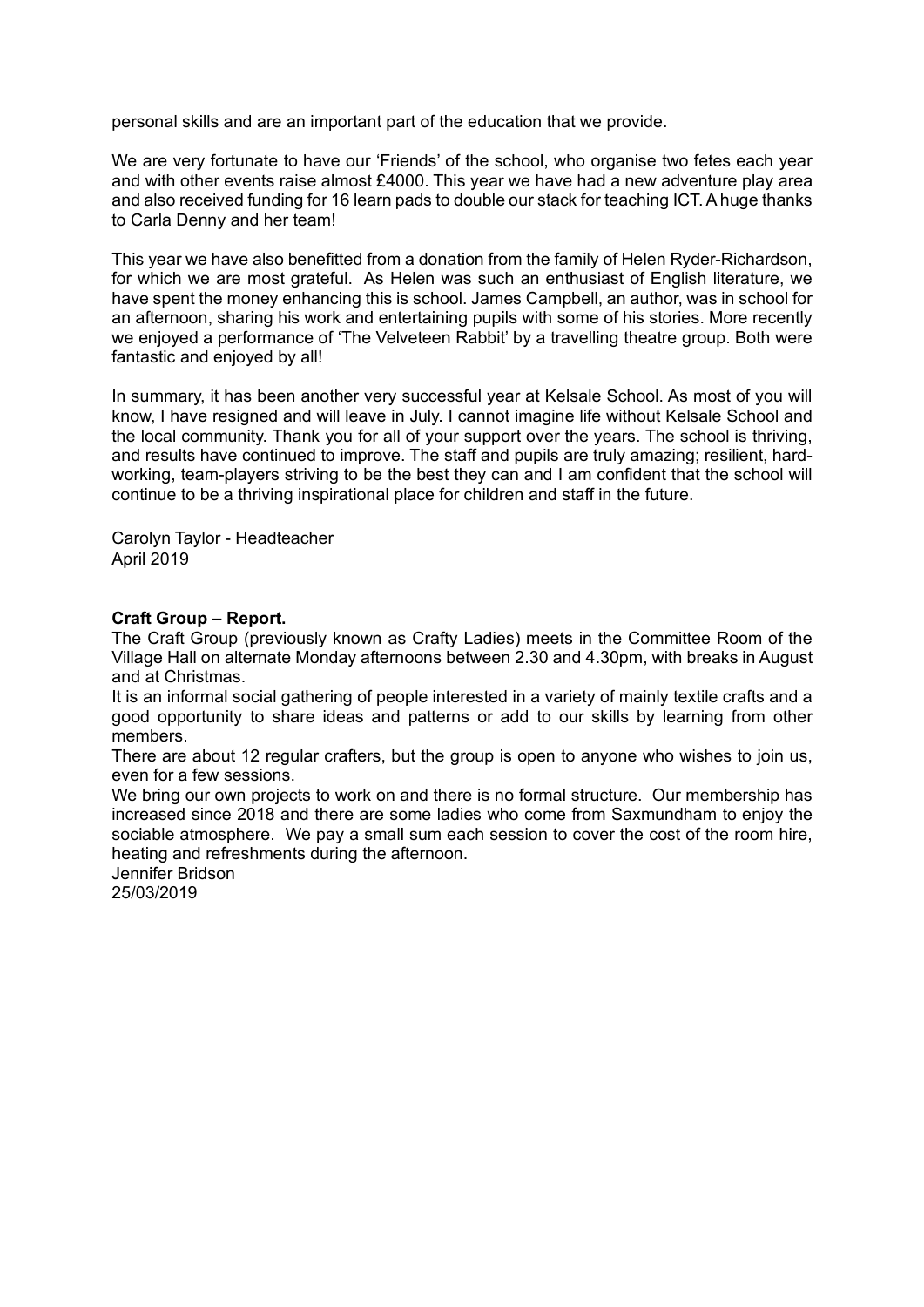personal skills and are an important part of the education that we provide.

We are very fortunate to have our 'Friends' of the school, who organise two fetes each year and with other events raise almost £4000. This year we have had a new adventure play area and also received funding for 16 learn pads to double our stack for teaching ICT. A huge thanks to Carla Denny and her team!

This year we have also benefitted from a donation from the family of Helen Ryder-Richardson, for which we are most grateful. As Helen was such an enthusiast of English literature, we have spent the money enhancing this is school. James Campbell, an author, was in school for an afternoon, sharing his work and entertaining pupils with some of his stories. More recently we enjoyed a performance of 'The Velveteen Rabbit' by a travelling theatre group. Both were fantastic and enjoyed by all!

In summary, it has been another very successful year at Kelsale School. As most of you will know, I have resigned and will leave in July. I cannot imagine life without Kelsale School and the local community. Thank you for all of your support over the years. The school is thriving, and results have continued to improve. The staff and pupils are truly amazing; resilient, hard-working, team-players striving to be the best they can and I am confident that the school will continue to be a thriving inspirational place for children and staff in the future.

Carolyn Taylor - Headteacher
April 2019

**Craft Group – Report.**

The Craft Group (previously known as Crafty Ladies) meets in the Committee Room of the Village Hall on alternate Monday afternoons between 2.30 and 4.30pm, with breaks in August and at Christmas.

It is an informal social gathering of people interested in a variety of mainly textile crafts and a good opportunity to share ideas and patterns or add to our skills by learning from other members.

There are about 12 regular crafters, but the group is open to anyone who wishes to join us, even for a few sessions.

We bring our own projects to work on and there is no formal structure. Our membership has increased since 2018 and there are some ladies who come from Saxmundham to enjoy the sociable atmosphere. We pay a small sum each session to cover the cost of the room hire, heating and refreshments during the afternoon.

Jennifer Bridson
25/03/2019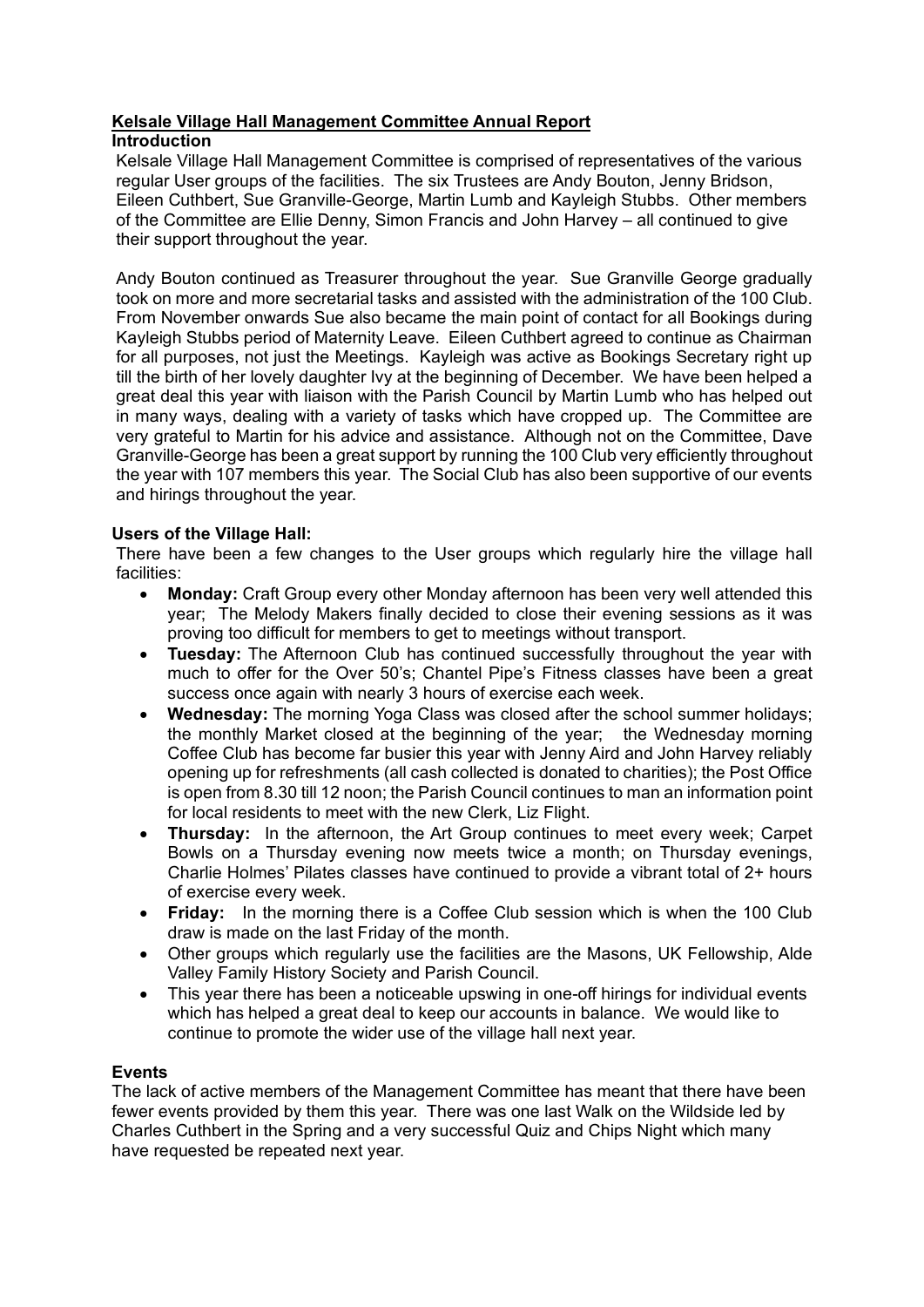## Kelsale Village Hall Management Committee Annual Report

### Introduction

Kelsale Village Hall Management Committee is comprised of representatives of the various regular User groups of the facilities. The six Trustees are Andy Bouton, Jenny Bridson, Eileen Cuthbert, Sue Granville-George, Martin Lumb and Kayleigh Stubbs. Other members of the Committee are Ellie Denny, Simon Francis and John Harvey – all continued to give their support throughout the year.

Andy Bouton continued as Treasurer throughout the year. Sue Granville George gradually took on more and more secretarial tasks and assisted with the administration of the 100 Club. From November onwards Sue also became the main point of contact for all Bookings during Kayleigh Stubbs period of Maternity Leave. Eileen Cuthbert agreed to continue as Chairman for all purposes, not just the Meetings. Kayleigh was active as Bookings Secretary right up till the birth of her lovely daughter Ivy at the beginning of December. We have been helped a great deal this year with liaison with the Parish Council by Martin Lumb who has helped out in many ways, dealing with a variety of tasks which have cropped up. The Committee are very grateful to Martin for his advice and assistance. Although not on the Committee, Dave Granville-George has been a great support by running the 100 Club very efficiently throughout the year with 107 members this year. The Social Club has also been supportive of our events and hirings throughout the year.

### Users of the Village Hall:

There have been a few changes to the User groups which regularly hire the village hall facilities:

- **Monday:** Craft Group every other Monday afternoon has been very well attended this year; The Melody Makers finally decided to close their evening sessions as it was proving too difficult for members to get to meetings without transport.
- **Tuesday:** The Afternoon Club has continued successfully throughout the year with much to offer for the Over 50's; Chantel Pipe's Fitness classes have been a great success once again with nearly 3 hours of exercise each week.
- **Wednesday:** The morning Yoga Class was closed after the school summer holidays; the monthly Market closed at the beginning of the year; the Wednesday morning Coffee Club has become far busier this year with Jenny Aird and John Harvey reliably opening up for refreshments (all cash collected is donated to charities); the Post Office is open from 8.30 till 12 noon; the Parish Council continues to man an information point for local residents to meet with the new Clerk, Liz Flight.
- **Thursday:** In the afternoon, the Art Group continues to meet every week; Carpet Bowls on a Thursday evening now meets twice a month; on Thursday evenings, Charlie Holmes' Pilates classes have continued to provide a vibrant total of 2+ hours of exercise every week.
- **Friday:** In the morning there is a Coffee Club session which is when the 100 Club draw is made on the last Friday of the month.
- Other groups which regularly use the facilities are the Masons, UK Fellowship, Alde Valley Family History Society and Parish Council.
- This year there has been a noticeable upswing in one-off hirings for individual events which has helped a great deal to keep our accounts in balance. We would like to continue to promote the wider use of the village hall next year.

### Events

The lack of active members of the Management Committee has meant that there have been fewer events provided by them this year. There was one last Walk on the Wildside led by Charles Cuthbert in the Spring and a very successful Quiz and Chips Night which many have requested be repeated next year.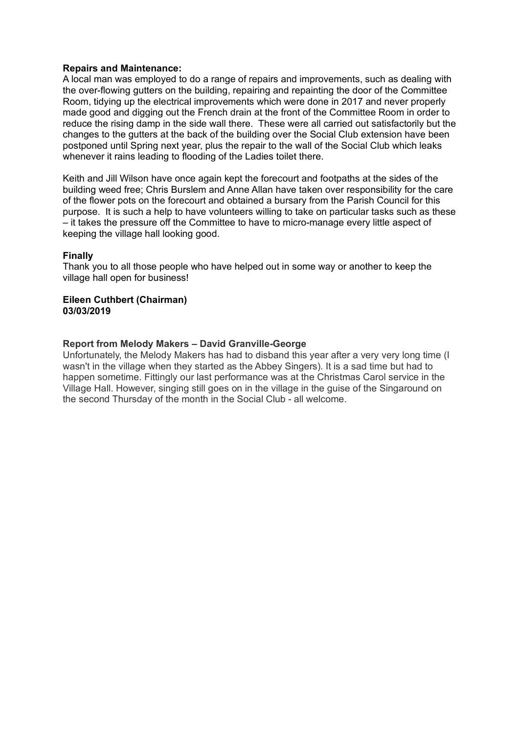**Repairs and Maintenance:**
A local man was employed to do a range of repairs and improvements, such as dealing with the over-flowing gutters on the building, repairing and repainting the door of the Committee Room, tidying up the electrical improvements which were done in 2017 and never properly made good and digging out the French drain at the front of the Committee Room in order to reduce the rising damp in the side wall there. These were all carried out satisfactorily but the changes to the gutters at the back of the building over the Social Club extension have been postponed until Spring next year, plus the repair to the wall of the Social Club which leaks whenever it rains leading to flooding of the Ladies toilet there.

Keith and Jill Wilson have once again kept the forecourt and footpaths at the sides of the building weed free; Chris Burslem and Anne Allan have taken over responsibility for the care of the flower pots on the forecourt and obtained a bursary from the Parish Council for this purpose. It is such a help to have volunteers willing to take on particular tasks such as these – it takes the pressure off the Committee to have to micro-manage every little aspect of keeping the village hall looking good.

**Finally**
Thank you to all those people who have helped out in some way or another to keep the village hall open for business!

**Eileen Cuthbert (Chairman)**
**03/03/2019**

**Report from Melody Makers – David Granville-George**
Unfortunately, the Melody Makers has had to disband this year after a very very long time (I wasn't in the village when they started as the Abbey Singers). It is a sad time but had to happen sometime. Fittingly our last performance was at the Christmas Carol service in the Village Hall. However, singing still goes on in the village in the guise of the Singaround on the second Thursday of the month in the Social Club - all welcome.